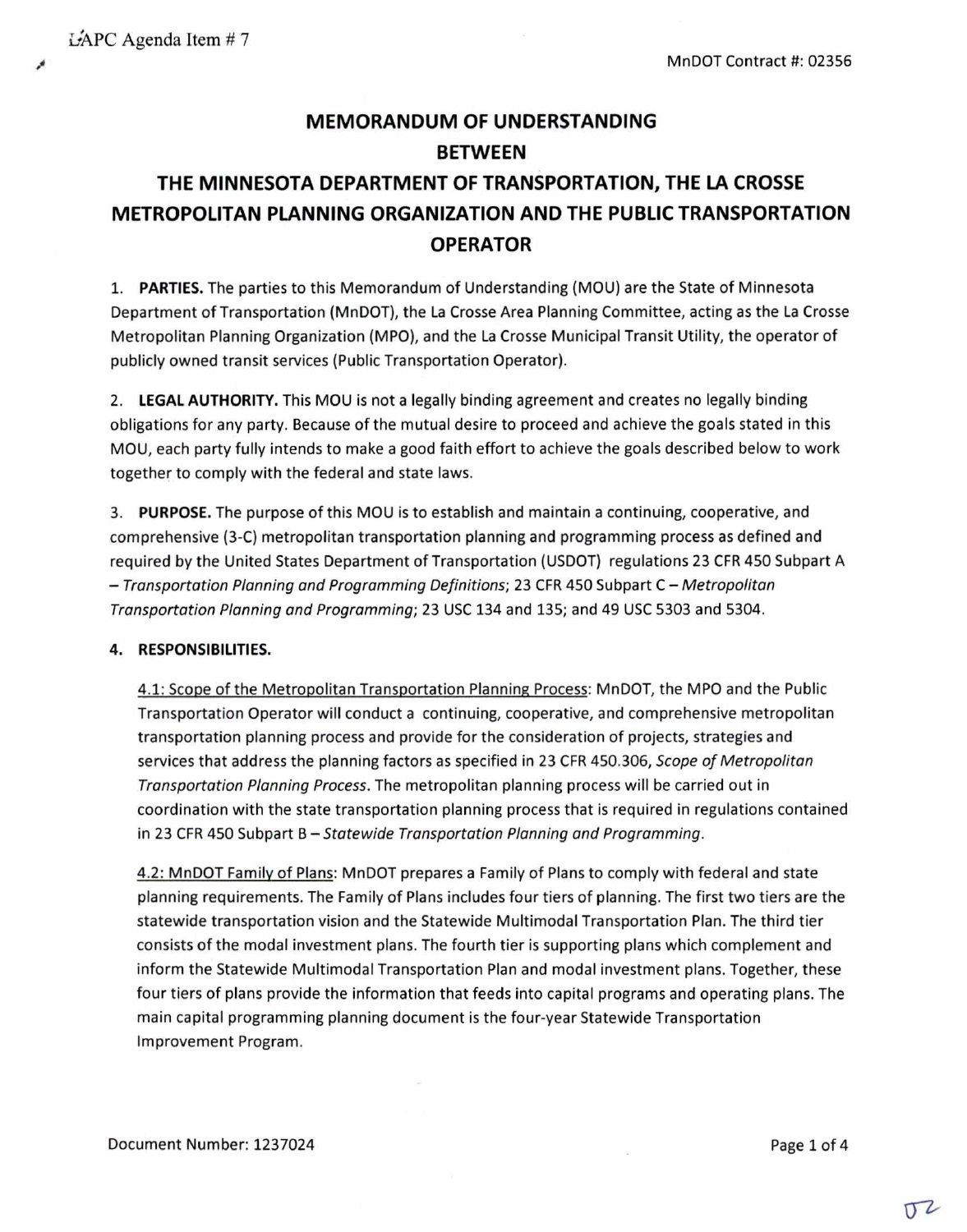LAPC Agenda Item # 7

MnDOT Contract #: 02356

# MEMORANDUM OF UNDERSTANDING BETWEEN THE MINNESOTA DEPARTMENT OF TRANSPORTATION, THE LA CROSSE METROPOLITAN PLANNING ORGANIZATION AND THE PUBLIC TRANSPORTATION OPERATOR

1. **PARTIES.** The parties to this Memorandum of Understanding (MOU) are the State of Minnesota Department of Transportation (MnDOT), the La Crosse Area Planning Committee, acting as the La Crosse Metropolitan Planning Organization (MPO), and the La Crosse Municipal Transit Utility, the operator of publicly owned transit services (Public Transportation Operator).

2. **LEGAL AUTHORITY.** This MOU is not a legally binding agreement and creates no legally binding obligations for any party. Because of the mutual desire to proceed and achieve the goals stated in this MOU, each party fully intends to make a good faith effort to achieve the goals described below to work together to comply with the federal and state laws.

3. **PURPOSE.** The purpose of this MOU is to establish and maintain a continuing, cooperative, and comprehensive (3-C) metropolitan transportation planning and programming process as defined and required by the United States Department of Transportation (USDOT) regulations 23 CFR 450 Subpart A – *Transportation Planning and Programming Definitions*; 23 CFR 450 Subpart C – *Metropolitan Transportation Planning and Programming*; 23 USC 134 and 135; and 49 USC 5303 and 5304.

4. **RESPONSIBILITIES.**

   4.1: Scope of the Metropolitan Transportation Planning Process: MnDOT, the MPO and the Public Transportation Operator will conduct a continuing, cooperative, and comprehensive metropolitan transportation planning process and provide for the consideration of projects, strategies and services that address the planning factors as specified in 23 CFR 450.306, *Scope of Metropolitan Transportation Planning Process*. The metropolitan planning process will be carried out in coordination with the state transportation planning process that is required in regulations contained in 23 CFR 450 Subpart B – *Statewide Transportation Planning and Programming*.

   4.2: MnDOT Family of Plans: MnDOT prepares a Family of Plans to comply with federal and state planning requirements. The Family of Plans includes four tiers of planning. The first two tiers are the statewide transportation vision and the Statewide Multimodal Transportation Plan. The third tier consists of the modal investment plans. The fourth tier is supporting plans which complement and inform the Statewide Multimodal Transportation Plan and modal investment plans. Together, these four tiers of plans provide the information that feeds into capital programs and operating plans. The main capital programming planning document is the four-year Statewide Transportation Improvement Program.

Document Number: 1237024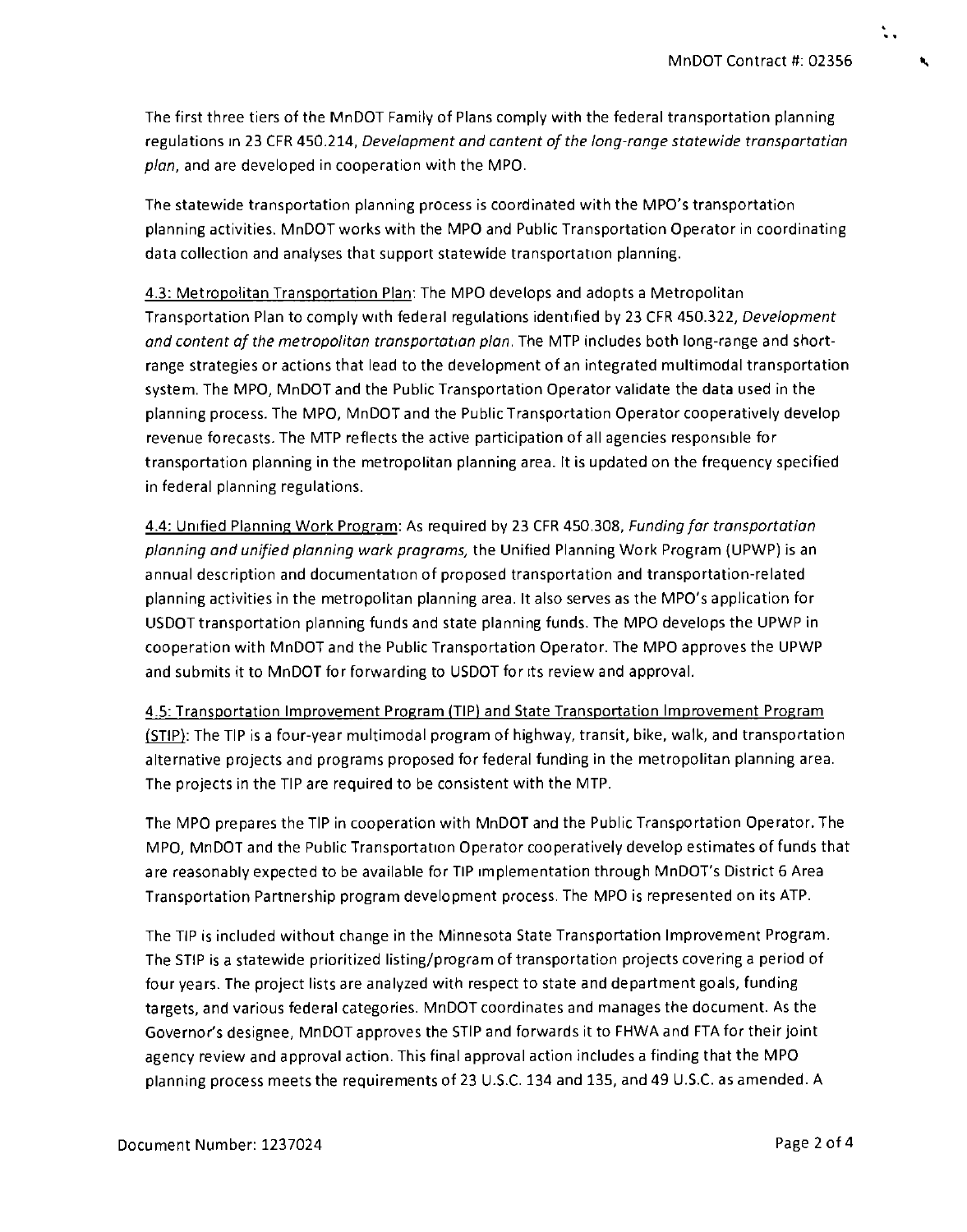The first three tiers of the MnDOT Family of Plans comply with the federal transportation planning regulations in 23 CFR 450.214, *Development and content of the long-range statewide transportation plan*, and are developed in cooperation with the MPO.

The statewide transportation planning process is coordinated with the MPO's transportation planning activities. MnDOT works with the MPO and Public Transportation Operator in coordinating data collection and analyses that support statewide transportation planning.

<u>4.3: Metropolitan Transportation Plan</u>: The MPO develops and adopts a Metropolitan Transportation Plan to comply with federal regulations identified by 23 CFR 450.322, *Development and content of the metropolitan transportation plan*. The MTP includes both long-range and short-range strategies or actions that lead to the development of an integrated multimodal transportation system. The MPO, MnDOT and the Public Transportation Operator validate the data used in the planning process. The MPO, MnDOT and the Public Transportation Operator cooperatively develop revenue forecasts. The MTP reflects the active participation of all agencies responsible for transportation planning in the metropolitan planning area. It is updated on the frequency specified in federal planning regulations.

<u>4.4: Unified Planning Work Program</u>: As required by 23 CFR 450.308, *Funding for transportation planning and unified planning work programs*, the Unified Planning Work Program (UPWP) is an annual description and documentation of proposed transportation and transportation-related planning activities in the metropolitan planning area. It also serves as the MPO's application for USDOT transportation planning funds and state planning funds. The MPO develops the UPWP in cooperation with MnDOT and the Public Transportation Operator. The MPO approves the UPWP and submits it to MnDOT for forwarding to USDOT for its review and approval.

<u>4.5: Transportation Improvement Program (TIP) and State Transportation Improvement Program (STIP)</u>: The TIP is a four-year multimodal program of highway, transit, bike, walk, and transportation alternative projects and programs proposed for federal funding in the metropolitan planning area. The projects in the TIP are required to be consistent with the MTP.

The MPO prepares the TIP in cooperation with MnDOT and the Public Transportation Operator. The MPO, MnDOT and the Public Transportation Operator cooperatively develop estimates of funds that are reasonably expected to be available for TIP implementation through MnDOT's District 6 Area Transportation Partnership program development process. The MPO is represented on its ATP.

The TIP is included without change in the Minnesota State Transportation Improvement Program. The STIP is a statewide prioritized listing/program of transportation projects covering a period of four years. The project lists are analyzed with respect to state and department goals, funding targets, and various federal categories. MnDOT coordinates and manages the document. As the Governor's designee, MnDOT approves the STIP and forwards it to FHWA and FTA for their joint agency review and approval action. This final approval action includes a finding that the MPO planning process meets the requirements of 23 U.S.C. 134 and 135, and 49 U.S.C. as amended. A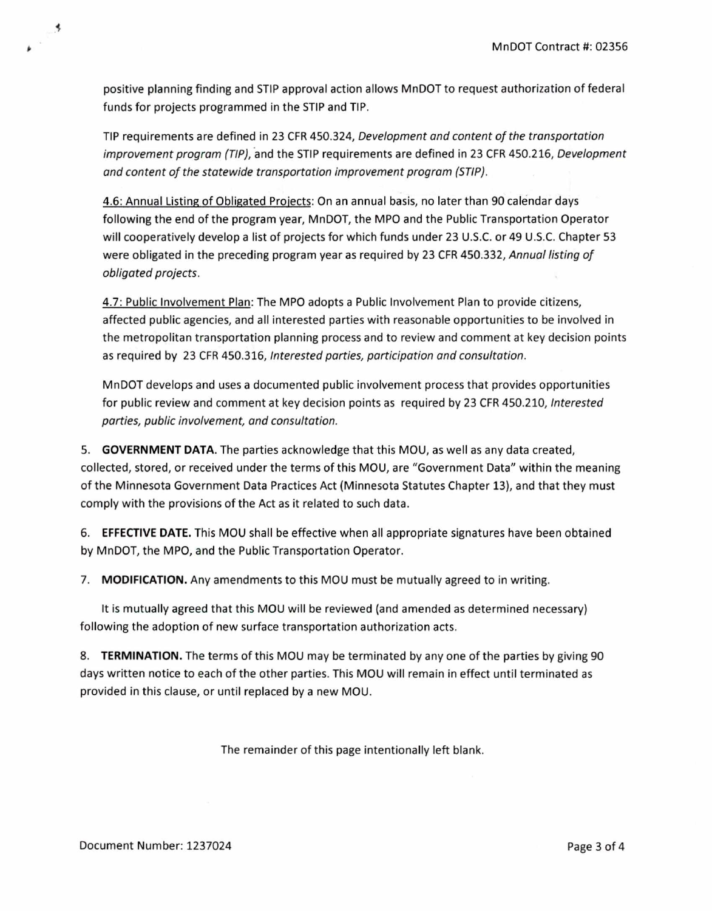positive planning finding and STIP approval action allows MnDOT to request authorization of federal funds for projects programmed in the STIP and TIP.

TIP requirements are defined in 23 CFR 450.324, *Development and content of the transportation improvement program (TIP)*, and the STIP requirements are defined in 23 CFR 450.216, *Development and content of the statewide transportation improvement program (STIP)*.

<u>4.6: Annual Listing of Obligated Projects</u>: On an annual basis, no later than 90 calendar days following the end of the program year, MnDOT, the MPO and the Public Transportation Operator will cooperatively develop a list of projects for which funds under 23 U.S.C. or 49 U.S.C. Chapter 53 were obligated in the preceding program year as required by 23 CFR 450.332, *Annual listing of obligated projects*.

<u>4.7: Public Involvement Plan</u>: The MPO adopts a Public Involvement Plan to provide citizens, affected public agencies, and all interested parties with reasonable opportunities to be involved in the metropolitan transportation planning process and to review and comment at key decision points as required by 23 CFR 450.316, *Interested parties, participation and consultation*.

MnDOT develops and uses a documented public involvement process that provides opportunities for public review and comment at key decision points as required by 23 CFR 450.210, *Interested parties, public involvement, and consultation*.

5. **GOVERNMENT DATA.** The parties acknowledge that this MOU, as well as any data created, collected, stored, or received under the terms of this MOU, are "Government Data" within the meaning of the Minnesota Government Data Practices Act (Minnesota Statutes Chapter 13), and that they must comply with the provisions of the Act as it related to such data.

6. **EFFECTIVE DATE.** This MOU shall be effective when all appropriate signatures have been obtained by MnDOT, the MPO, and the Public Transportation Operator.

7. **MODIFICATION.** Any amendments to this MOU must be mutually agreed to in writing.

   It is mutually agreed that this MOU will be reviewed (and amended as determined necessary) following the adoption of new surface transportation authorization acts.

8. **TERMINATION.** The terms of this MOU may be terminated by any one of the parties by giving 90 days written notice to each of the other parties. This MOU will remain in effect until terminated as provided in this clause, or until replaced by a new MOU.

The remainder of this page intentionally left blank.

Document Number: 1237024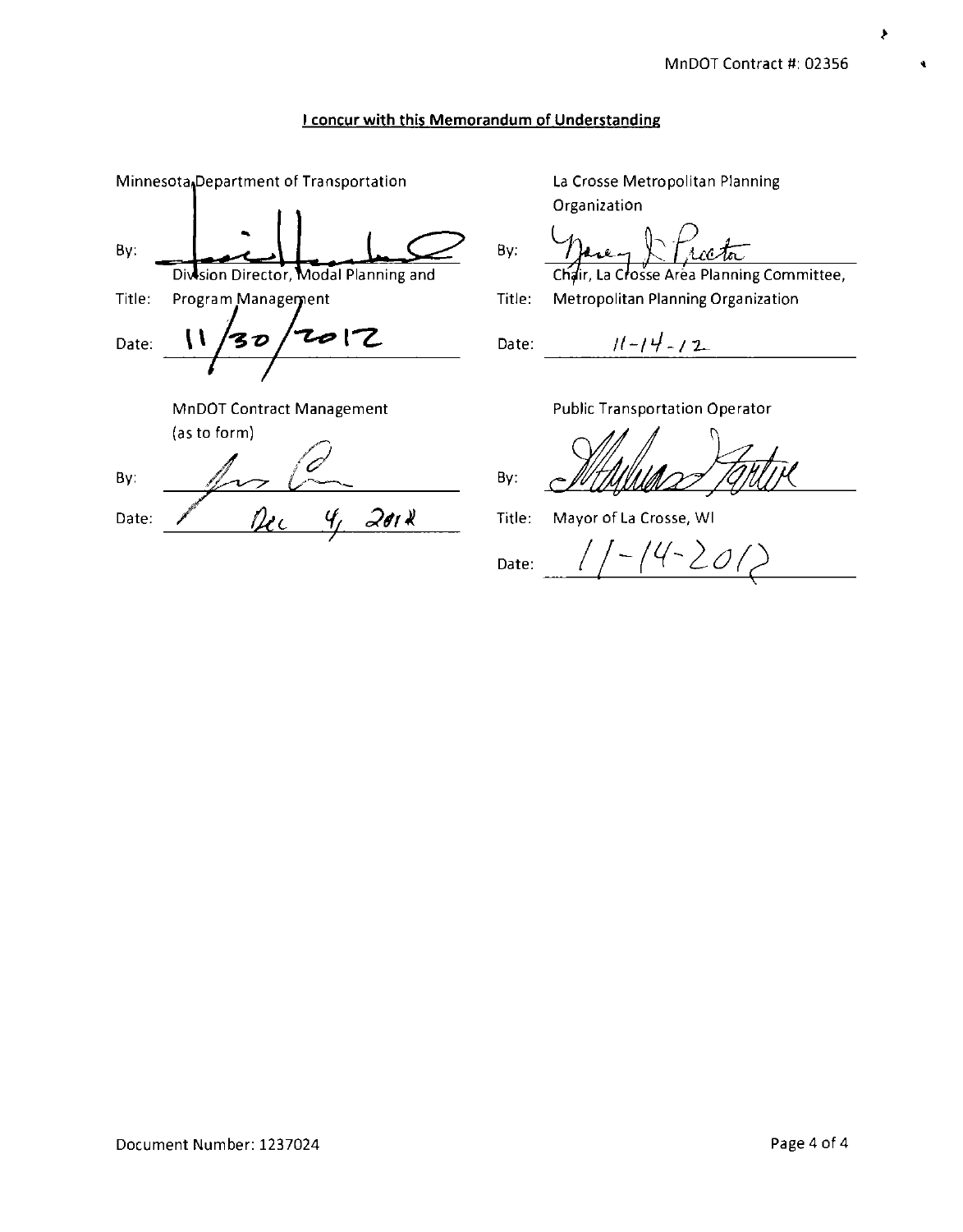MnDOT Contract #: 02356

**I concur with this Memorandum of Understanding**

Minnesota Department of Transportation

By: ______________________

Title: Division Director, Modal Planning and Program Management

Date: 11/30/2012

MnDOT Contract Management
(as to form)

By: ______________________

Date: Dec 4, 2012

La Crosse Metropolitan Planning Organization

By: ______________________

Title: Chair, La Crosse Area Planning Committee, Metropolitan Planning Organization

Date: 11-14-12

Public Transportation Operator

By: ______________________

Title: Mayor of La Crosse, WI

Date: 11-14-2012

Document Number: 1237024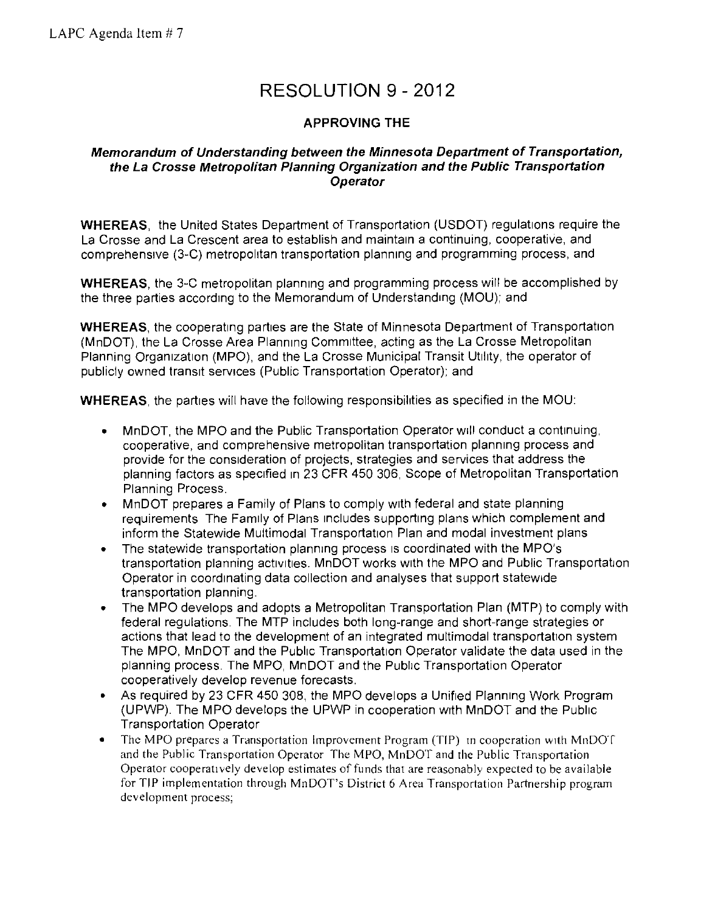LAPC Agenda Item # 7

# RESOLUTION 9 - 2012

## APPROVING THE

### *Memorandum of Understanding between the Minnesota Department of Transportation, the La Crosse Metropolitan Planning Organization and the Public Transportation Operator*

**WHEREAS**, the United States Department of Transportation (USDOT) regulations require the La Crosse and La Crescent area to establish and maintain a continuing, cooperative, and comprehensive (3-C) metropolitan transportation planning and programming process, and

**WHEREAS**, the 3-C metropolitan planning and programming process will be accomplished by the three parties according to the Memorandum of Understanding (MOU); and

**WHEREAS**, the cooperating parties are the State of Minnesota Department of Transportation (MnDOT), the La Crosse Area Planning Committee, acting as the La Crosse Metropolitan Planning Organization (MPO), and the La Crosse Municipal Transit Utility, the operator of publicly owned transit services (Public Transportation Operator); and

**WHEREAS**, the parties will have the following responsibilities as specified in the MOU:

- MnDOT, the MPO and the Public Transportation Operator will conduct a continuing, cooperative, and comprehensive metropolitan transportation planning process and provide for the consideration of projects, strategies and services that address the planning factors as specified in 23 CFR 450 306, Scope of Metropolitan Transportation Planning Process.
- MnDOT prepares a Family of Plans to comply with federal and state planning requirements The Family of Plans includes supporting plans which complement and inform the Statewide Multimodal Transportation Plan and modal investment plans
- The statewide transportation planning process is coordinated with the MPO's transportation planning activities. MnDOT works with the MPO and Public Transportation Operator in coordinating data collection and analyses that support statewide transportation planning.
- The MPO develops and adopts a Metropolitan Transportation Plan (MTP) to comply with federal regulations. The MTP includes both long-range and short-range strategies or actions that lead to the development of an integrated multimodal transportation system The MPO, MnDOT and the Public Transportation Operator validate the data used in the planning process. The MPO, MnDOT and the Public Transportation Operator cooperatively develop revenue forecasts.
- As required by 23 CFR 450 308, the MPO develops a Unified Planning Work Program (UPWP). The MPO develops the UPWP in cooperation with MnDOT and the Public Transportation Operator
- The MPO prepares a Transportation Improvement Program (TIP) in cooperation with MnDOT and the Public Transportation Operator The MPO, MnDOT and the Public Transportation Operator cooperatively develop estimates of funds that are reasonably expected to be available for TIP implementation through MnDOT's District 6 Area Transportation Partnership program development process;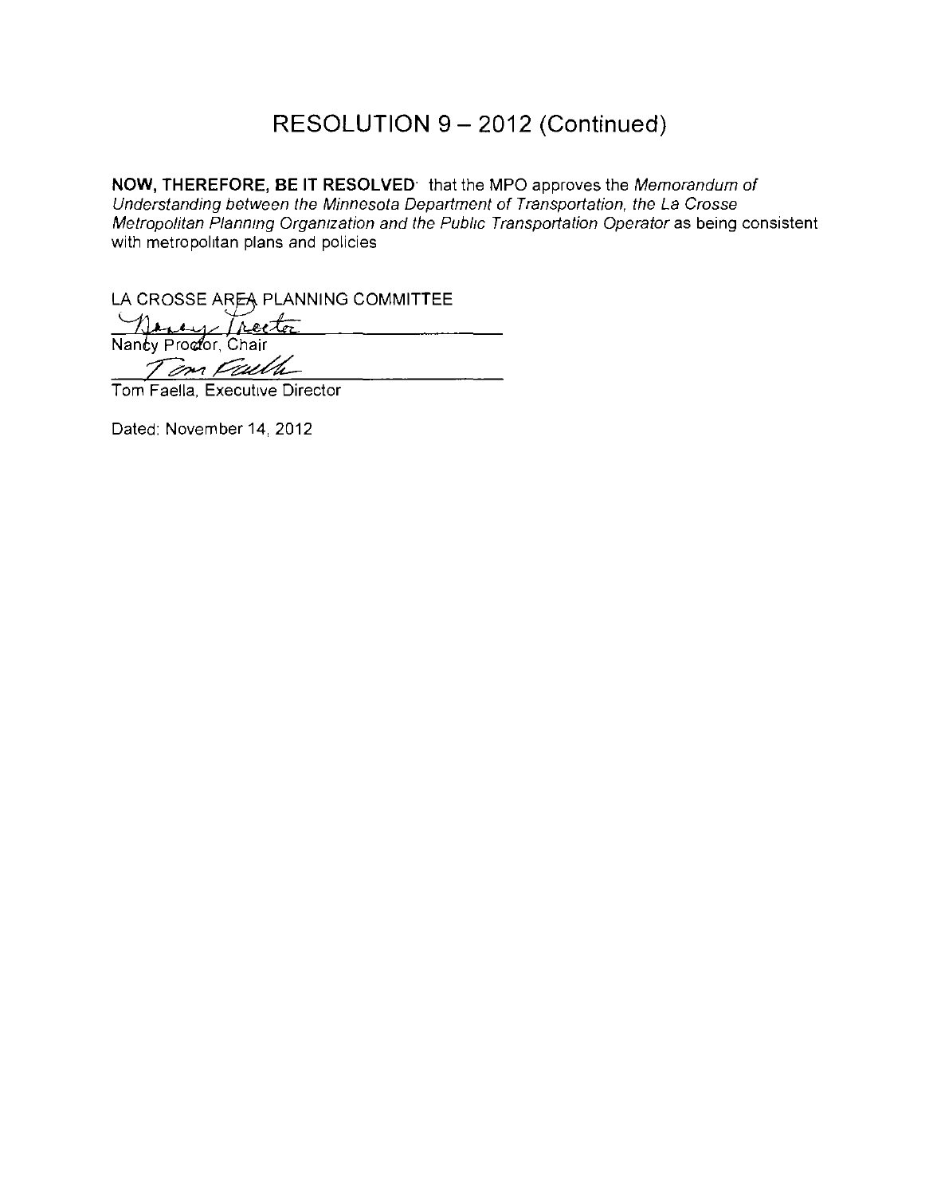# RESOLUTION 9 – 2012 (Continued)

**NOW, THEREFORE, BE IT RESOLVED**: that the MPO approves the *Memorandum of Understanding between the Minnesota Department of Transportation, the La Crosse Metropolitan Planning Organization and the Public Transportation Operator* as being consistent with metropolitan plans and policies

LA CROSSE AREA PLANNING COMMITTEE

Nancy Proctor, Chair

Tom Faella, Executive Director

Dated: November 14, 2012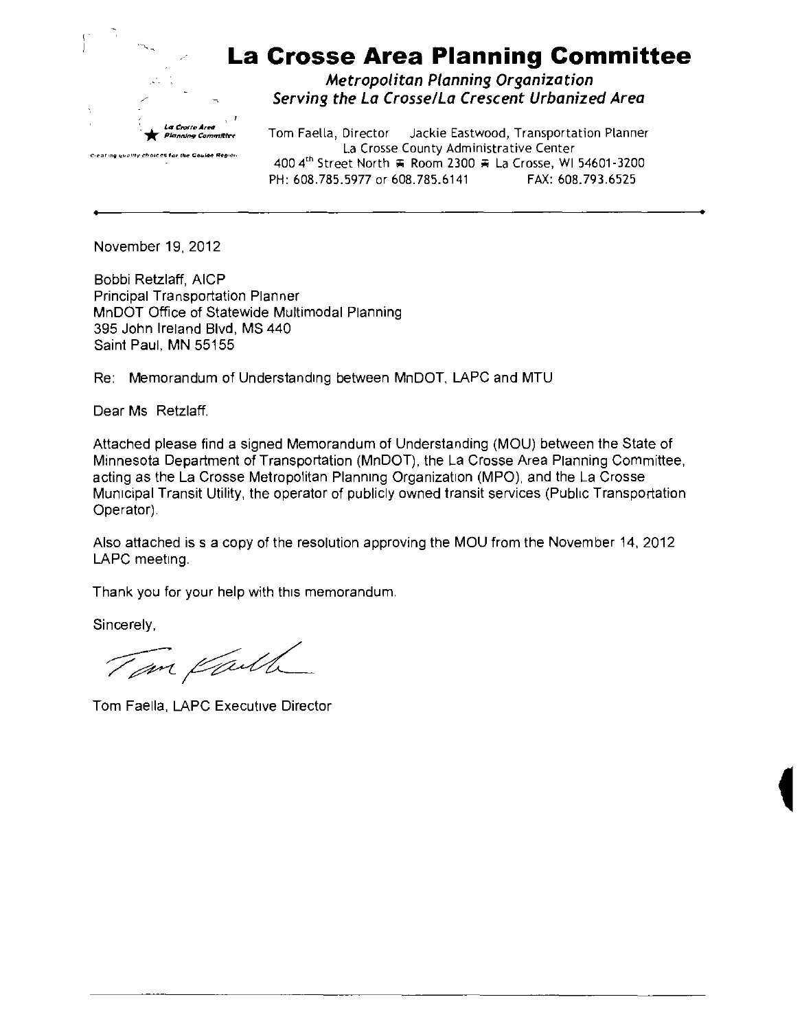# La Crosse Area Planning Committee

*Metropolitan Planning Organization*
*Serving the La Crosse/La Crescent Urbanized Area*

La Crosse Area Planning Committee

Creating quality choices for the Coulee Region

Tom Faella, Director Jackie Eastwood, Transportation Planner
La Crosse County Administrative Center
400 4th Street North ■ Room 2300 ■ La Crosse, WI 54601-3200
PH: 608.785.5977 or 608.785.6141 FAX: 608.793.6525

---

November 19, 2012

Bobbi Retzlaff, AICP
Principal Transportation Planner
MnDOT Office of Statewide Multimodal Planning
395 John Ireland Blvd, MS 440
Saint Paul, MN 55155

Re: Memorandum of Understanding between MnDOT, LAPC and MTU

Dear Ms Retzlaff,

Attached please find a signed Memorandum of Understanding (MOU) between the State of Minnesota Department of Transportation (MnDOT), the La Crosse Area Planning Committee, acting as the La Crosse Metropolitan Planning Organization (MPO), and the La Crosse Municipal Transit Utility, the operator of publicly owned transit services (Public Transportation Operator).

Also attached is s a copy of the resolution approving the MOU from the November 14, 2012 LAPC meeting.

Thank you for your help with this memorandum.

Sincerely,

Tom Faella

Tom Faella, LAPC Executive Director